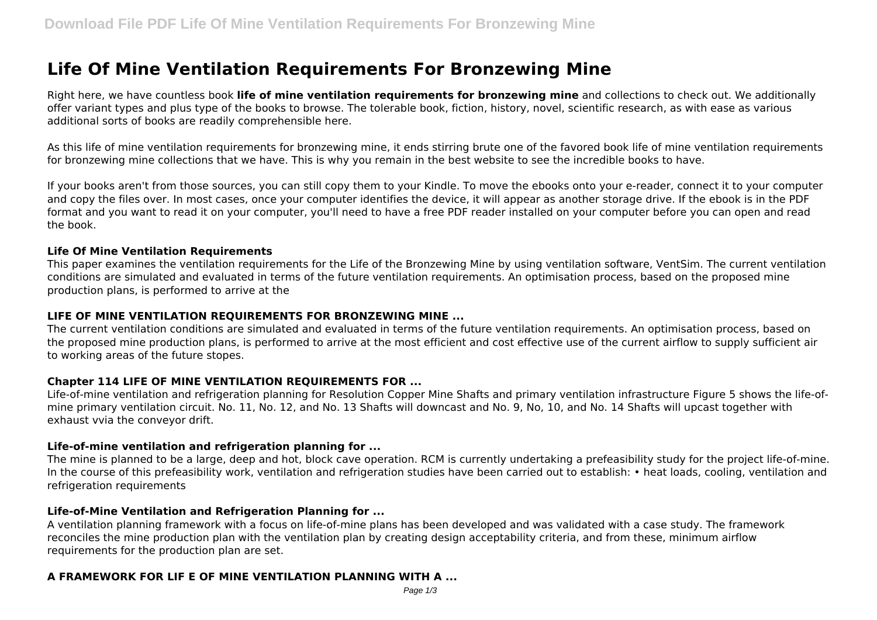# Life Of Mine Ventilation Requirements For Bronzewing Mine

Right here, we have countless book **life of mine ventilation requirements for bronzewing mine** and collections to check out. We additionally offer variant types and plus type of the books to browse. The tolerable book, fiction, history, novel, scientific research, as with ease as various additional sorts of books are readily comprehensible here.

As this life of mine ventilation requirements for bronzewing mine, it ends stirring brute one of the favored book life of mine ventilation requirements for bronzewing mine collections that we have. This is why you remain in the best website to see the incredible books to have.

If your books aren't from those sources, you can still copy them to your Kindle. To move the ebooks onto your e-reader, connect it to your computer and copy the files over. In most cases, once your computer identifies the device, it will appear as another storage drive. If the ebook is in the PDF format and you want to read it on your computer, you'll need to have a free PDF reader installed on your computer before you can open and read the book.

### Life Of Mine Ventilation Requirements

This paper examines the ventilation requirements for the Life of the Bronzewing Mine by using ventilation software, VentSim. The current ventilation conditions are simulated and evaluated in terms of the future ventilation requirements. An optimisation process, based on the proposed mine production plans, is performed to arrive at the

### LIFE OF MINE VENTILATION REQUIREMENTS FOR BRONZEWING MINE ...

The current ventilation conditions are simulated and evaluated in terms of the future ventilation requirements. An optimisation process, based on the proposed mine production plans, is performed to arrive at the most efficient and cost effective use of the current airflow to supply sufficient air to working areas of the future stopes.

### Chapter 114 LIFE OF MINE VENTILATION REQUIREMENTS FOR ...

Life-of-mine ventilation and refrigeration planning for Resolution Copper Mine Shafts and primary ventilation infrastructure Figure 5 shows the life-of-mine primary ventilation circuit. No. 11, No. 12, and No. 13 Shafts will downcast and No. 9, No, 10, and No. 14 Shafts will upcast together with exhaust vvia the conveyor drift.

### Life-of-mine ventilation and refrigeration planning for ...

The mine is planned to be a large, deep and hot, block cave operation. RCM is currently undertaking a prefeasibility study for the project life-of-mine. In the course of this prefeasibility work, ventilation and refrigeration studies have been carried out to establish: • heat loads, cooling, ventilation and refrigeration requirements

### Life-of-Mine Ventilation and Refrigeration Planning for ...

A ventilation planning framework with a focus on life-of-mine plans has been developed and was validated with a case study. The framework reconciles the mine production plan with the ventilation plan by creating design acceptability criteria, and from these, minimum airflow requirements for the production plan are set.

### A FRAMEWORK FOR LIF E OF MINE VENTILATION PLANNING WITH A ...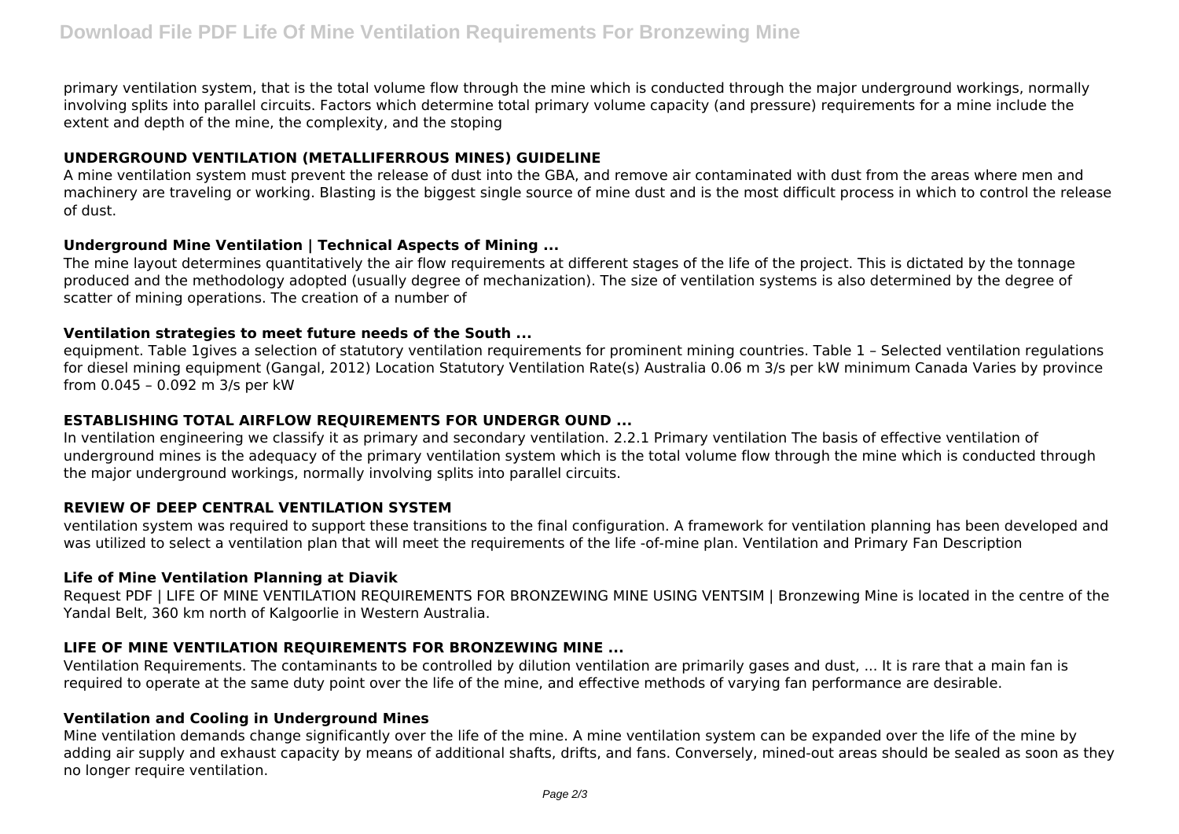primary ventilation system, that is the total volume flow through the mine which is conducted through the major underground workings, normally involving splits into parallel circuits. Factors which determine total primary volume capacity (and pressure) requirements for a mine include the extent and depth of the mine, the complexity, and the stoping

### UNDERGROUND VENTILATION (METALLIFERROUS MINES) GUIDELINE

A mine ventilation system must prevent the release of dust into the GBA, and remove air contaminated with dust from the areas where men and machinery are traveling or working. Blasting is the biggest single source of mine dust and is the most difficult process in which to control the release of dust.

### Underground Mine Ventilation | Technical Aspects of Mining ...

The mine layout determines quantitatively the air flow requirements at different stages of the life of the project. This is dictated by the tonnage produced and the methodology adopted (usually degree of mechanization). The size of ventilation systems is also determined by the degree of scatter of mining operations. The creation of a number of

### Ventilation strategies to meet future needs of the South ...

equipment. Table 1gives a selection of statutory ventilation requirements for prominent mining countries. Table 1 – Selected ventilation regulations for diesel mining equipment (Gangal, 2012) Location Statutory Ventilation Rate(s) Australia 0.06 m 3/s per kW minimum Canada Varies by province from 0.045 – 0.092 m 3/s per kW

### ESTABLISHING TOTAL AIRFLOW REQUIREMENTS FOR UNDERGR OUND ...

In ventilation engineering we classify it as primary and secondary ventilation. 2.2.1 Primary ventilation The basis of effective ventilation of underground mines is the adequacy of the primary ventilation system which is the total volume flow through the mine which is conducted through the major underground workings, normally involving splits into parallel circuits.

### REVIEW OF DEEP CENTRAL VENTILATION SYSTEM

ventilation system was required to support these transitions to the final configuration. A framework for ventilation planning has been developed and was utilized to select a ventilation plan that will meet the requirements of the life -of-mine plan. Ventilation and Primary Fan Description

### Life of Mine Ventilation Planning at Diavik

Request PDF | LIFE OF MINE VENTILATION REQUIREMENTS FOR BRONZEWING MINE USING VENTSIM | Bronzewing Mine is located in the centre of the Yandal Belt, 360 km north of Kalgoorlie in Western Australia.

### LIFE OF MINE VENTILATION REQUIREMENTS FOR BRONZEWING MINE ...

Ventilation Requirements. The contaminants to be controlled by dilution ventilation are primarily gases and dust, ... It is rare that a main fan is required to operate at the same duty point over the life of the mine, and effective methods of varying fan performance are desirable.

### Ventilation and Cooling in Underground Mines

Mine ventilation demands change significantly over the life of the mine. A mine ventilation system can be expanded over the life of the mine by adding air supply and exhaust capacity by means of additional shafts, drifts, and fans. Conversely, mined-out areas should be sealed as soon as they no longer require ventilation.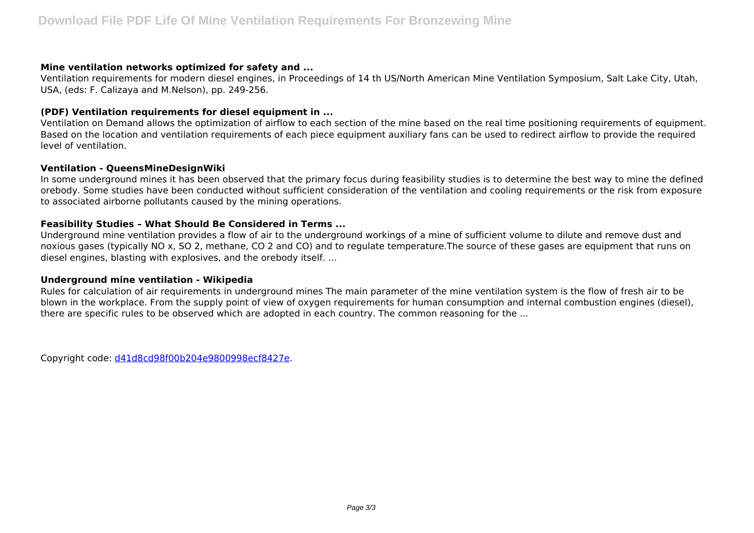**Mine ventilation networks optimized for safety and ...**

Ventilation requirements for modern diesel engines, in Proceedings of 14 th US/North American Mine Ventilation Symposium, Salt Lake City, Utah, USA, (eds: F. Calizaya and M.Nelson), pp. 249-256.

**(PDF) Ventilation requirements for diesel equipment in ...**

Ventilation on Demand allows the optimization of airflow to each section of the mine based on the real time positioning requirements of equipment. Based on the location and ventilation requirements of each piece equipment auxiliary fans can be used to redirect airflow to provide the required level of ventilation.

**Ventilation - QueensMineDesignWiki**

In some underground mines it has been observed that the primary focus during feasibility studies is to determine the best way to mine the defined orebody. Some studies have been conducted without sufficient consideration of the ventilation and cooling requirements or the risk from exposure to associated airborne pollutants caused by the mining operations.

**Feasibility Studies – What Should Be Considered in Terms ...**

Underground mine ventilation provides a flow of air to the underground workings of a mine of sufficient volume to dilute and remove dust and noxious gases (typically $NO_x$, $SO_2$, methane, $CO_2$ and CO) and to regulate temperature.The source of these gases are equipment that runs on diesel engines, blasting with explosives, and the orebody itself. ...

**Underground mine ventilation - Wikipedia**

Rules for calculation of air requirements in underground mines The main parameter of the mine ventilation system is the flow of fresh air to be blown in the workplace. From the supply point of view of oxygen requirements for human consumption and internal combustion engines (diesel), there are specific rules to be observed which are adopted in each country. The common reasoning for the ...

Copyright code: d41d8cd98f00b204e9800998ecf8427e.